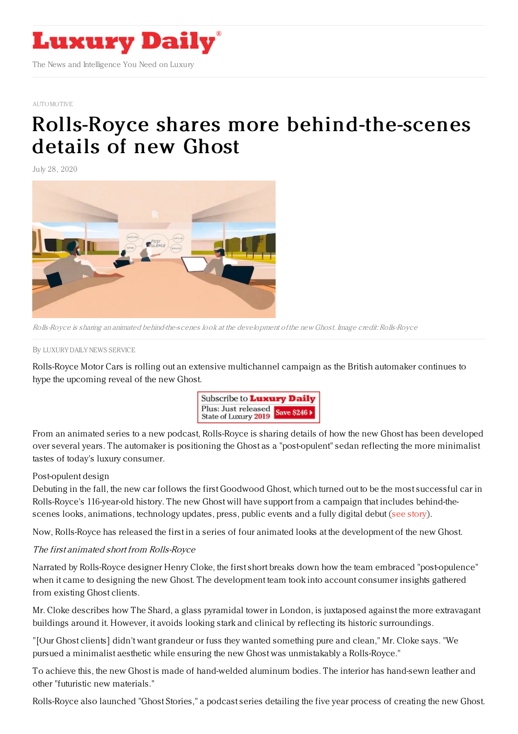# Luxury Daily

The News and Intelligence You Need on Luxury

AUTOMOTIVE

# Rolls-Royce shares more behind-the-scenes details of new Ghost

July 28, 2020

*Rolls-Royce is sharing an animated behind-the-scenes look at the development of the new Ghost. Image credit: Rolls-Royce*

By LUXURY DAILY NEWS SERVICE

Rolls-Royce Motor Cars is rolling out an extensive multichannel campaign as the British automaker continues to hype the upcoming reveal of the new Ghost.

From an animated series to a new podcast, Rolls-Royce is sharing details of how the new Ghost has been developed over several years. The automaker is positioning the Ghost as a "post-opulent" sedan reflecting the more minimalist tastes of today's luxury consumer.

Post-opulent design

Debuting in the fall, the new car follows the first Goodwood Ghost, which turned out to be the most successful car in Rolls-Royce's 116-year-old history. The new Ghost will have support from a campaign that includes behind-the-scenes looks, animations, technology updates, press, public events and a fully digital debut (see story).

Now, Rolls-Royce has released the first in a series of four animated looks at the development of the new Ghost.

*The first animated short from Rolls-Royce*

Narrated by Rolls-Royce designer Henry Cloke, the first short breaks down how the team embraced "post-opulence" when it came to designing the new Ghost. The development team took into account consumer insights gathered from existing Ghost clients.

Mr. Cloke describes how The Shard, a glass pyramidal tower in London, is juxtaposed against the more extravagant buildings around it. However, it avoids looking stark and clinical by reflecting its historic surroundings.

"[Our Ghost clients] didn't want grandeur or fuss they wanted something pure and clean," Mr. Cloke says. "We pursued a minimalist aesthetic while ensuring the new Ghost was unmistakably a Rolls-Royce."

To achieve this, the new Ghost is made of hand-welded aluminum bodies. The interior has hand-sewn leather and other "futuristic new materials."

Rolls-Royce also launched "Ghost Stories," a podcast series detailing the five year process of creating the new Ghost.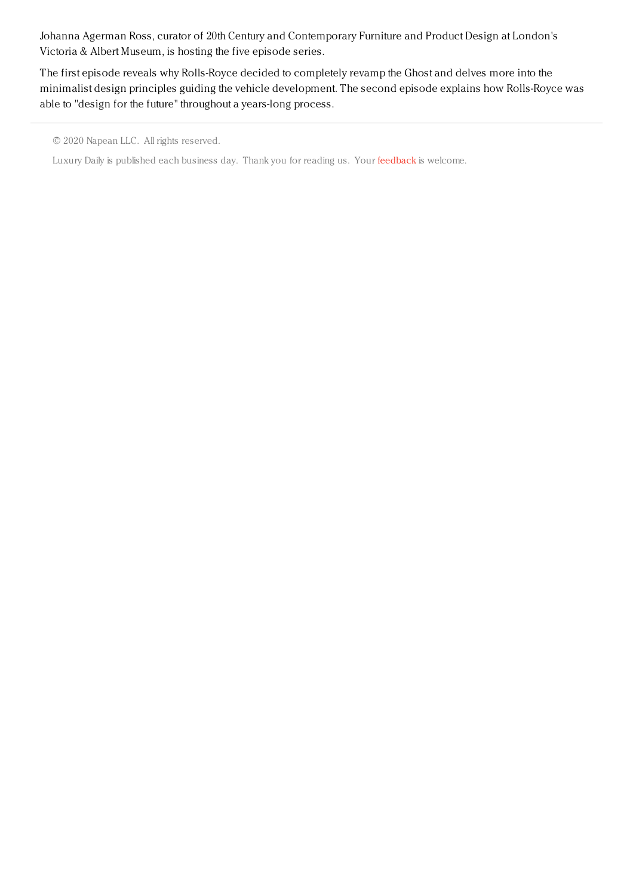Johanna Agerman Ross, curator of 20th Century and Contemporary Furniture and Product Design at London's Victoria & Albert Museum, is hosting the five episode series.

The first episode reveals why Rolls-Royce decided to completely revamp the Ghost and delves more into the minimalist design principles guiding the vehicle development. The second episode explains how Rolls-Royce was able to "design for the future" throughout a years-long process.

---

© 2020 Napean LLC. All rights reserved.

Luxury Daily is published each business day. Thank you for reading us. Your feedback is welcome.